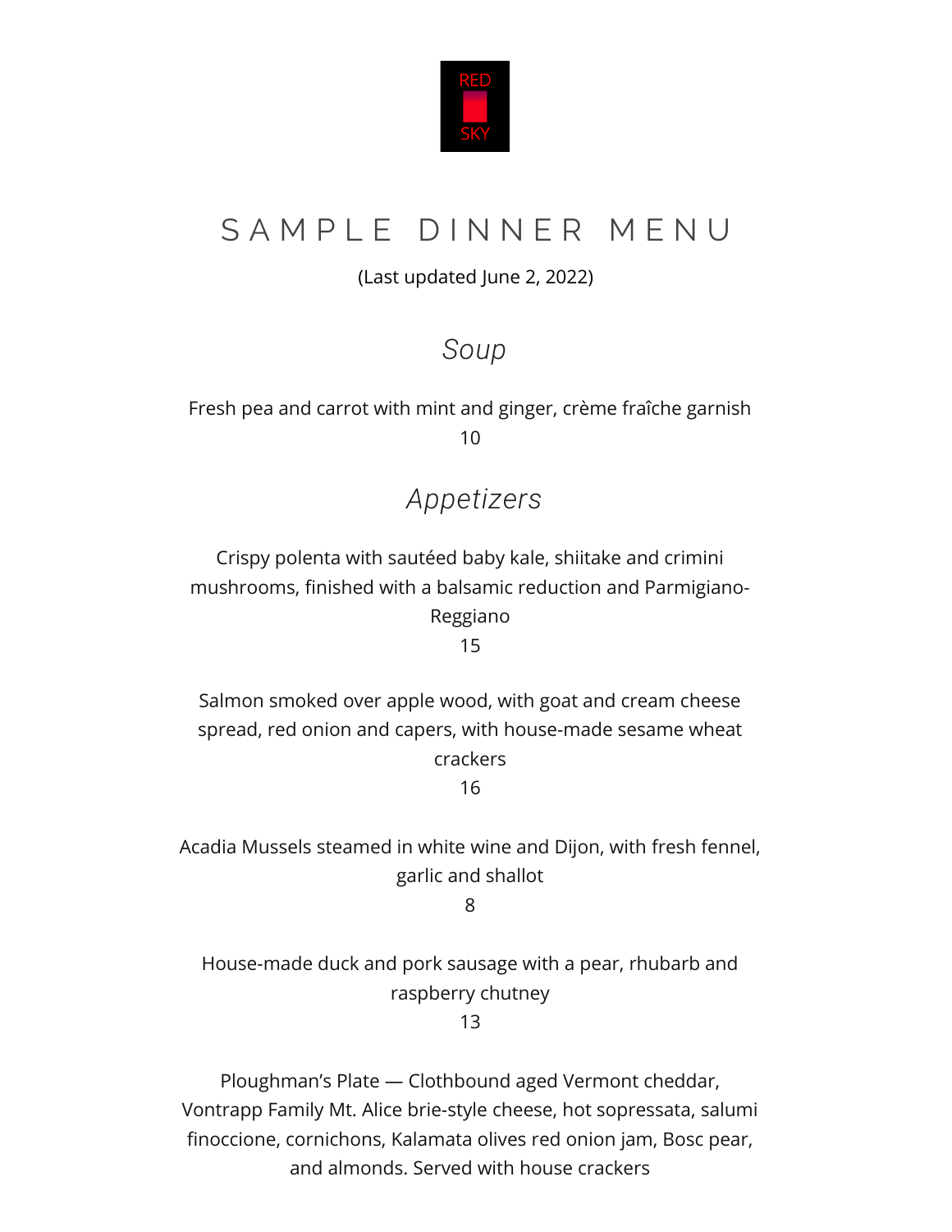RED

SKY

# SAMPLE DINNER MENU

(Last updated June 2, 2022)

## *Soup*

Fresh pea and carrot with mint and ginger, crème fraîche garnish
10

## *Appetizers*

Crispy polenta with sautéed baby kale, shiitake and crimini mushrooms, finished with a balsamic reduction and Parmigiano-Reggiano
15

Salmon smoked over apple wood, with goat and cream cheese spread, red onion and capers, with house-made sesame wheat crackers
16

Acadia Mussels steamed in white wine and Dijon, with fresh fennel, garlic and shallot
8

House-made duck and pork sausage with a pear, rhubarb and raspberry chutney
13

Ploughman's Plate — Clothbound aged Vermont cheddar, Vontrapp Family Mt. Alice brie-style cheese, hot sopressata, salumi finoccione, cornichons, Kalamata olives red onion jam, Bosc pear, and almonds. Served with house crackers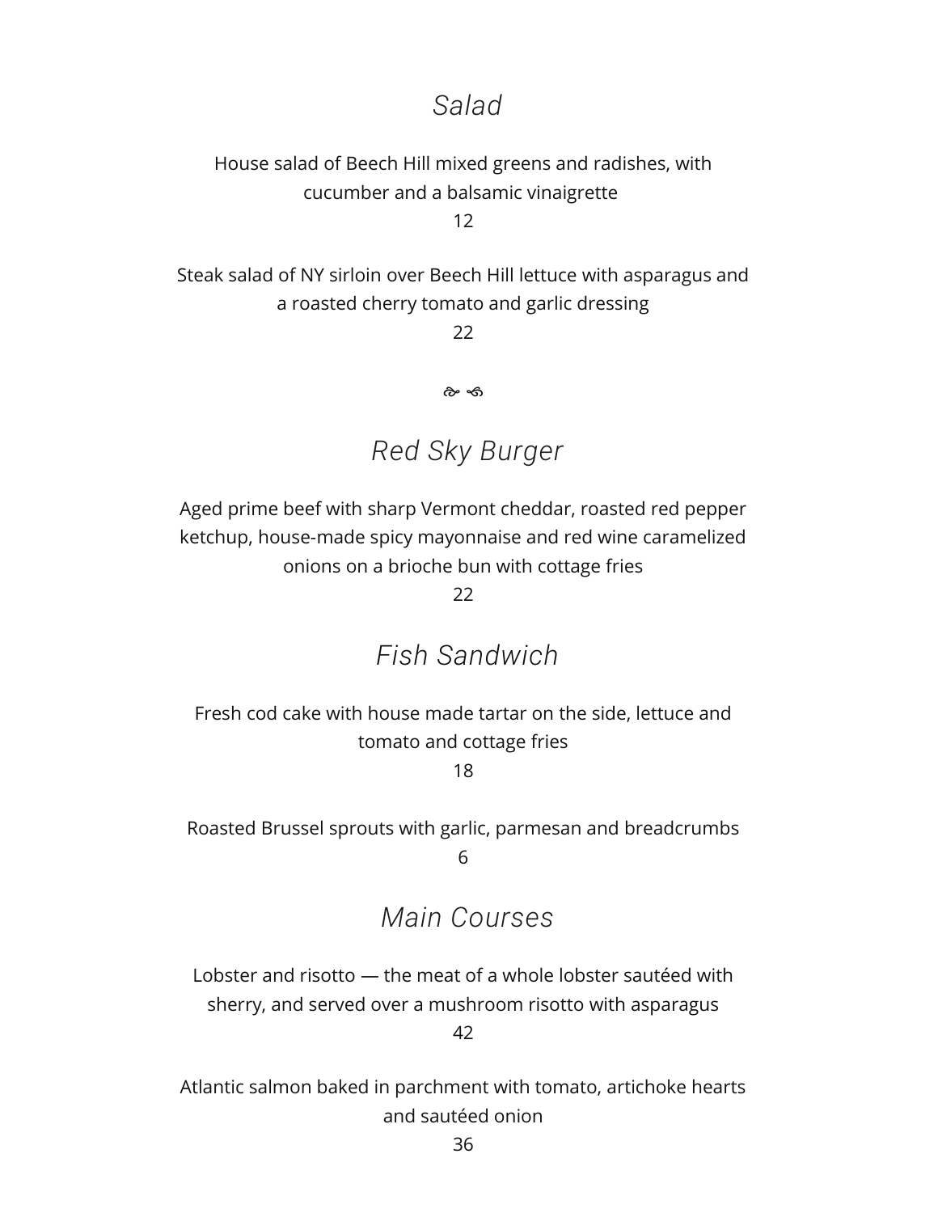## *Salad*

House salad of Beech Hill mixed greens and radishes, with cucumber and a balsamic vinaigrette
12

Steak salad of NY sirloin over Beech Hill lettuce with asparagus and a roasted cherry tomato and garlic dressing
22

❧ ☙

## *Red Sky Burger*

Aged prime beef with sharp Vermont cheddar, roasted red pepper ketchup, house-made spicy mayonnaise and red wine caramelized onions on a brioche bun with cottage fries
22

## *Fish Sandwich*

Fresh cod cake with house made tartar on the side, lettuce and tomato and cottage fries
18

Roasted Brussel sprouts with garlic, parmesan and breadcrumbs
6

## *Main Courses*

Lobster and risotto — the meat of a whole lobster sautéed with sherry, and served over a mushroom risotto with asparagus
42

Atlantic salmon baked in parchment with tomato, artichoke hearts and sautéed onion
36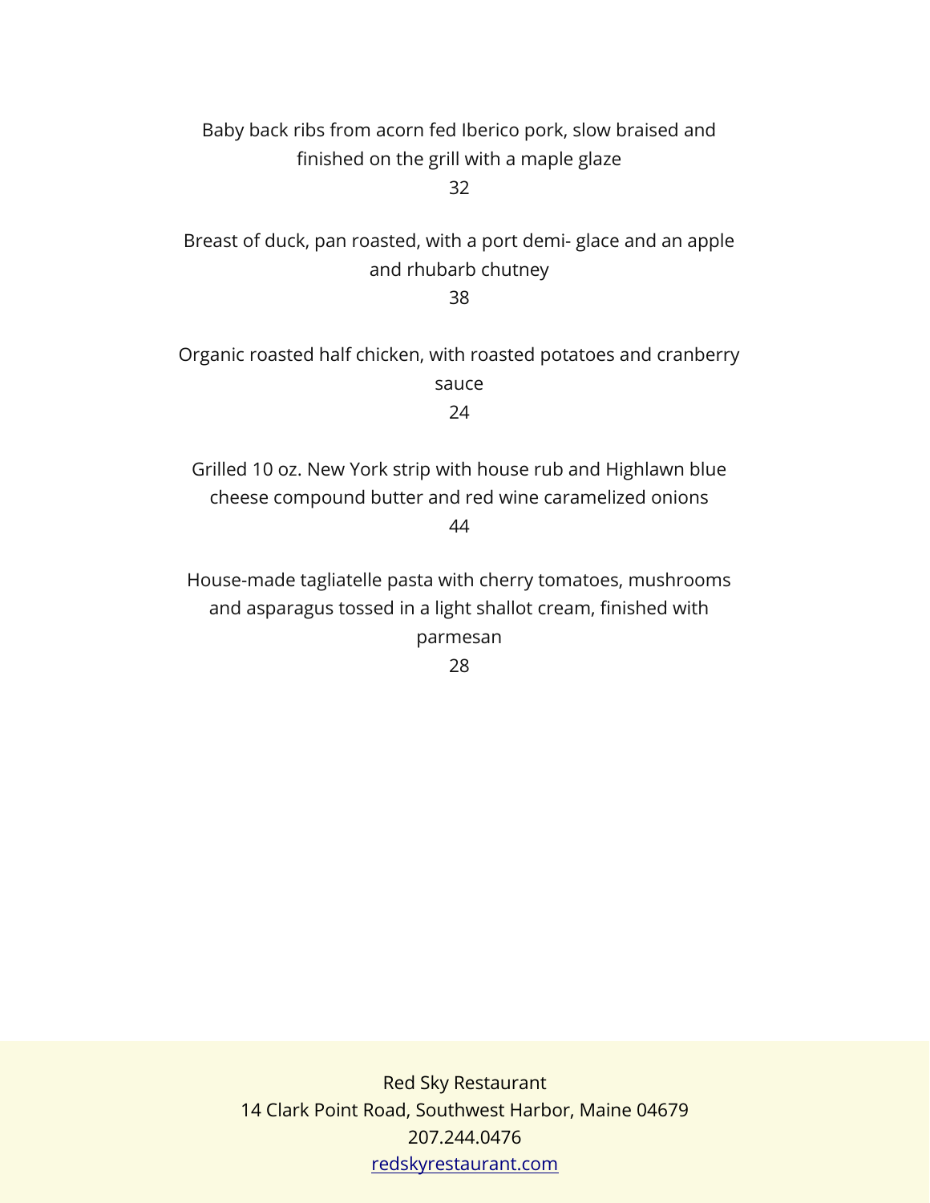Baby back ribs from acorn fed Iberico pork, slow braised and finished on the grill with a maple glaze
32

Breast of duck, pan roasted, with a port demi- glace and an apple and rhubarb chutney
38

Organic roasted half chicken, with roasted potatoes and cranberry sauce
24

Grilled 10 oz. New York strip with house rub and Highlawn blue cheese compound butter and red wine caramelized onions
44

House-made tagliatelle pasta with cherry tomatoes, mushrooms and asparagus tossed in a light shallot cream, finished with parmesan
28

Red Sky Restaurant
14 Clark Point Road, Southwest Harbor, Maine 04679
207.244.0476
redskyrestaurant.com